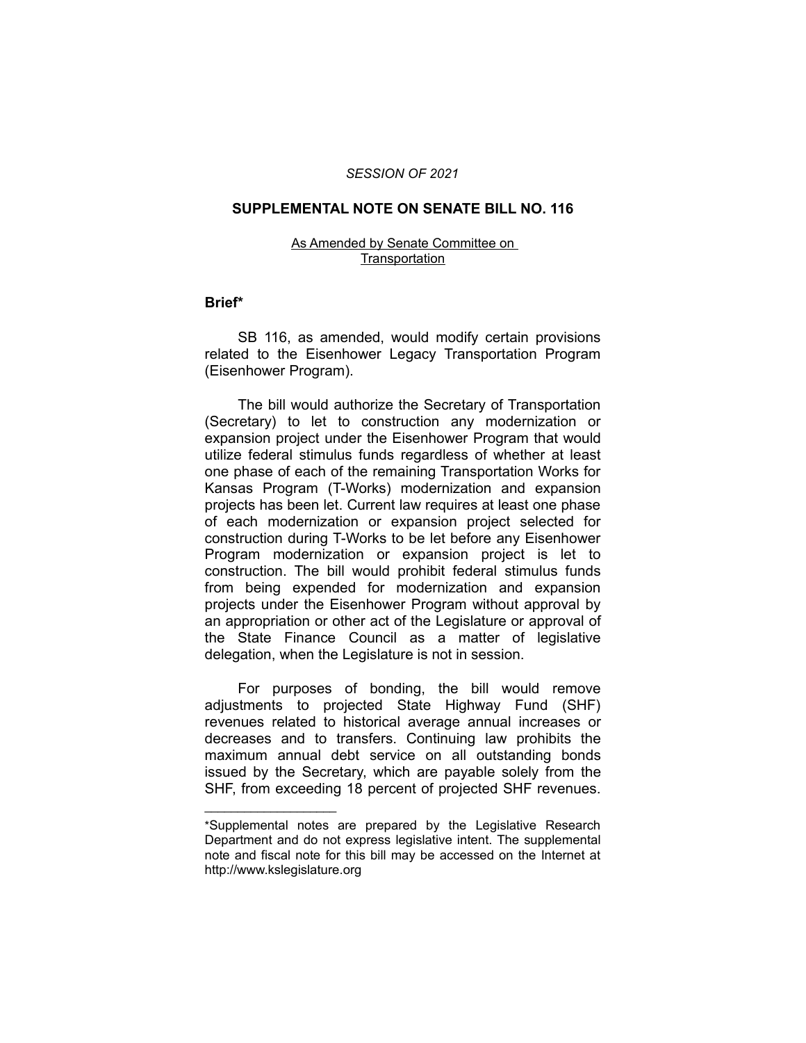*SESSION OF 2021*

## SUPPLEMENTAL NOTE ON SENATE BILL NO. 116

As Amended by Senate Committee on Transportation

### Brief*

SB 116, as amended, would modify certain provisions related to the Eisenhower Legacy Transportation Program (Eisenhower Program).

The bill would authorize the Secretary of Transportation (Secretary) to let to construction any modernization or expansion project under the Eisenhower Program that would utilize federal stimulus funds regardless of whether at least one phase of each of the remaining Transportation Works for Kansas Program (T-Works) modernization and expansion projects has been let. Current law requires at least one phase of each modernization or expansion project selected for construction during T-Works to be let before any Eisenhower Program modernization or expansion project is let to construction. The bill would prohibit federal stimulus funds from being expended for modernization and expansion projects under the Eisenhower Program without approval by an appropriation or other act of the Legislature or approval of the State Finance Council as a matter of legislative delegation, when the Legislature is not in session.

For purposes of bonding, the bill would remove adjustments to projected State Highway Fund (SHF) revenues related to historical average annual increases or decreases and to transfers. Continuing law prohibits the maximum annual debt service on all outstanding bonds issued by the Secretary, which are payable solely from the SHF, from exceeding 18 percent of projected SHF revenues.

---

*Supplemental notes are prepared by the Legislative Research Department and do not express legislative intent. The supplemental note and fiscal note for this bill may be accessed on the Internet at http://www.kslegislature.org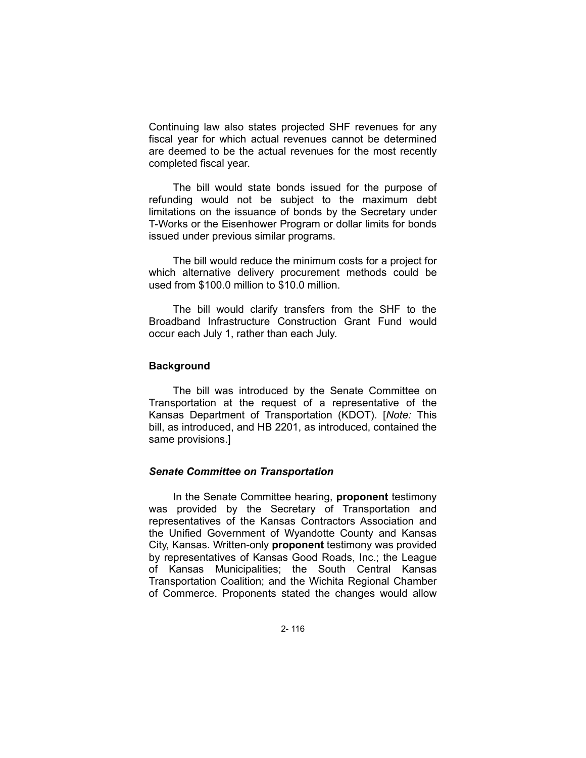Continuing law also states projected SHF revenues for any fiscal year for which actual revenues cannot be determined are deemed to be the actual revenues for the most recently completed fiscal year.

The bill would state bonds issued for the purpose of refunding would not be subject to the maximum debt limitations on the issuance of bonds by the Secretary under T-Works or the Eisenhower Program or dollar limits for bonds issued under previous similar programs.

The bill would reduce the minimum costs for a project for which alternative delivery procurement methods could be used from $100.0 million to $10.0 million.

The bill would clarify transfers from the SHF to the Broadband Infrastructure Construction Grant Fund would occur each July 1, rather than each July.

## Background

The bill was introduced by the Senate Committee on Transportation at the request of a representative of the Kansas Department of Transportation (KDOT). [*Note:* This bill, as introduced, and HB 2201, as introduced, contained the same provisions.]

### *Senate Committee on Transportation*

In the Senate Committee hearing, **proponent** testimony was provided by the Secretary of Transportation and representatives of the Kansas Contractors Association and the Unified Government of Wyandotte County and Kansas City, Kansas. Written-only **proponent** testimony was provided by representatives of Kansas Good Roads, Inc.; the League of Kansas Municipalities; the South Central Kansas Transportation Coalition; and the Wichita Regional Chamber of Commerce. Proponents stated the changes would allow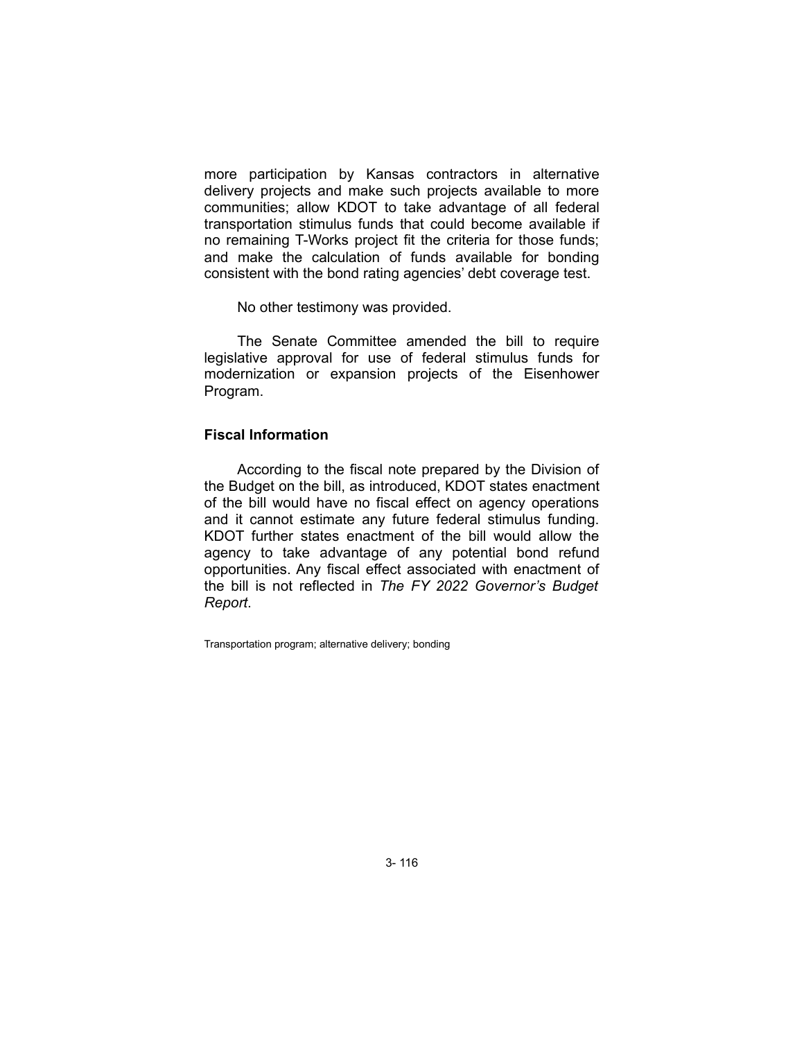more participation by Kansas contractors in alternative delivery projects and make such projects available to more communities; allow KDOT to take advantage of all federal transportation stimulus funds that could become available if no remaining T-Works project fit the criteria for those funds; and make the calculation of funds available for bonding consistent with the bond rating agencies' debt coverage test.

No other testimony was provided.

The Senate Committee amended the bill to require legislative approval for use of federal stimulus funds for modernization or expansion projects of the Eisenhower Program.

### Fiscal Information

According to the fiscal note prepared by the Division of the Budget on the bill, as introduced, KDOT states enactment of the bill would have no fiscal effect on agency operations and it cannot estimate any future federal stimulus funding. KDOT further states enactment of the bill would allow the agency to take advantage of any potential bond refund opportunities. Any fiscal effect associated with enactment of the bill is not reflected in *The FY 2022 Governor's Budget Report*.

Transportation program; alternative delivery; bonding